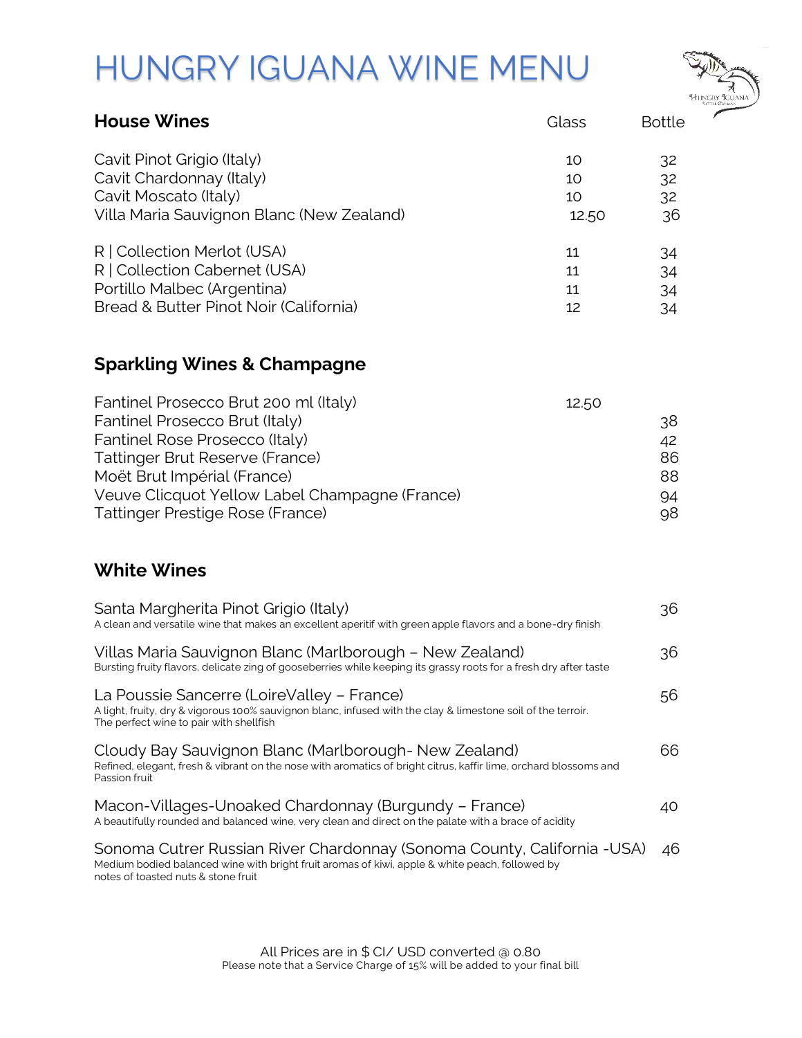# HUNGRY IGUANA WINE MENU

## House Wines

| | Glass | Bottle |
|---|---|---|
| Cavit Pinot Grigio (Italy) | 10 | 32 |
| Cavit Chardonnay (Italy) | 10 | 32 |
| Cavit Moscato (Italy) | 10 | 32 |
| Villa Maria Sauvignon Blanc (New Zealand) | 12.50 | 36 |
| R \| Collection Merlot (USA) | 11 | 34 |
| R \| Collection Cabernet (USA) | 11 | 34 |
| Portillo Malbec (Argentina) | 11 | 34 |
| Bread & Butter Pinot Noir (California) | 12 | 34 |

## Sparkling Wines & Champagne

| | Glass | Bottle |
|---|---|---|
| Fantinel Prosecco Brut 200 ml (Italy) | 12.50 | |
| Fantinel Prosecco Brut (Italy) | | 38 |
| Fantinel Rose Prosecco (Italy) | | 42 |
| Tattinger Brut Reserve (France) | | 86 |
| Moët Brut Impérial (France) | | 88 |
| Veuve Clicquot Yellow Label Champagne (France) | | 94 |
| Tattinger Prestige Rose (France) | | 98 |

## White Wines

**Santa Margherita Pinot Grigio (Italy)** — 36
A clean and versatile wine that makes an excellent aperitif with green apple flavors and a bone-dry finish

**Villas Maria Sauvignon Blanc (Marlborough – New Zealand)** — 36
Bursting fruity flavors, delicate zing of gooseberries while keeping its grassy roots for a fresh dry after taste

**La Poussie Sancerre (LoireValley – France)** — 56
A light, fruity, dry & vigorous 100% sauvignon blanc, infused with the clay & limestone soil of the terroir. The perfect wine to pair with shellfish

**Cloudy Bay Sauvignon Blanc (Marlborough- New Zealand)** — 66
Refined, elegant, fresh & vibrant on the nose with aromatics of bright citrus, kaffir lime, orchard blossoms and Passion fruit

**Macon-Villages-Unoaked Chardonnay (Burgundy – France)** — 40
A beautifully rounded and balanced wine, very clean and direct on the palate with a brace of acidity

**Sonoma Cutrer Russian River Chardonnay (Sonoma County, California -USA)** — 46
Medium bodied balanced wine with bright fruit aromas of kiwi, apple & white peach, followed by notes of toasted nuts & stone fruit

All Prices are in $ CI/ USD converted @ 0.80
Please note that a Service Charge of 15% will be added to your final bill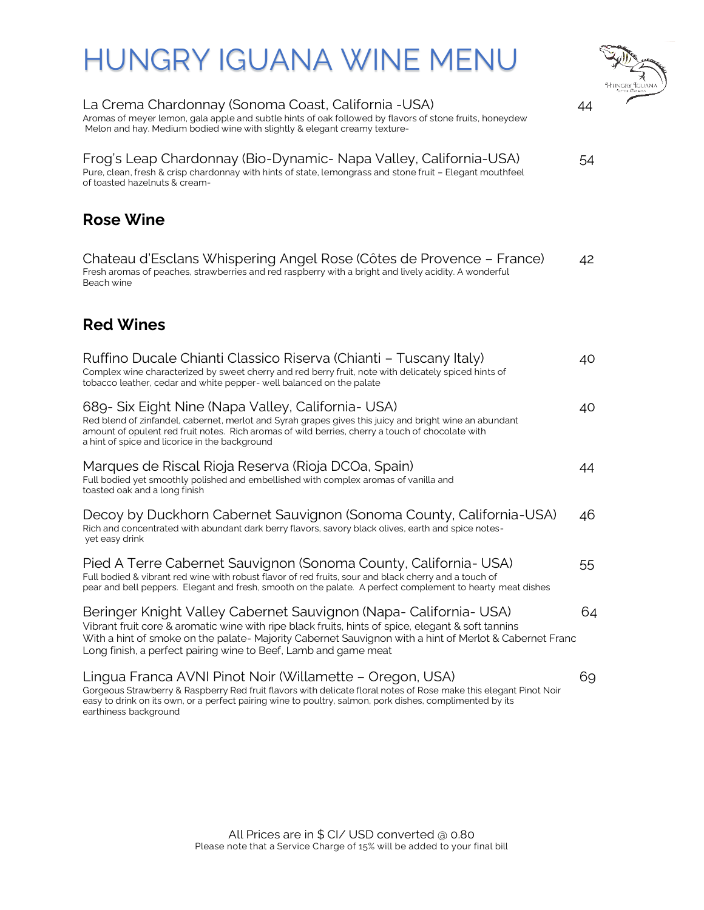# HUNGRY IGUANA WINE MENU

La Crema Chardonnay (Sonoma Coast, California -USA) 44
Aromas of meyer lemon, gala apple and subtle hints of oak followed by flavors of stone fruits, honeydew Melon and hay. Medium bodied wine with slightly & elegant creamy texture-

Frog's Leap Chardonnay (Bio-Dynamic- Napa Valley, California-USA) 54
Pure, clean, fresh & crisp chardonnay with hints of state, lemongrass and stone fruit – Elegant mouthfeel of toasted hazelnuts & cream-

## Rose Wine

Chateau d'Esclans Whispering Angel Rose (Côtes de Provence – France) 42
Fresh aromas of peaches, strawberries and red raspberry with a bright and lively acidity. A wonderful Beach wine

## Red Wines

Ruffino Ducale Chianti Classico Riserva (Chianti – Tuscany Italy) 40
Complex wine characterized by sweet cherry and red berry fruit, note with delicately spiced hints of tobacco leather, cedar and white pepper- well balanced on the palate

689- Six Eight Nine (Napa Valley, California- USA) 40
Red blend of zinfandel, cabernet, merlot and Syrah grapes gives this juicy and bright wine an abundant amount of opulent red fruit notes. Rich aromas of wild berries, cherry a touch of chocolate with a hint of spice and licorice in the background

Marques de Riscal Rioja Reserva (Rioja DCOa, Spain) 44
Full bodied yet smoothly polished and embellished with complex aromas of vanilla and toasted oak and a long finish

Decoy by Duckhorn Cabernet Sauvignon (Sonoma County, California-USA) 46
Rich and concentrated with abundant dark berry flavors, savory black olives, earth and spice notes- yet easy drink

Pied A Terre Cabernet Sauvignon (Sonoma County, California- USA) 55
Full bodied & vibrant red wine with robust flavor of red fruits, sour and black cherry and a touch of pear and bell peppers. Elegant and fresh, smooth on the palate. A perfect complement to hearty meat dishes

Beringer Knight Valley Cabernet Sauvignon (Napa- California- USA) 64
Vibrant fruit core & aromatic wine with ripe black fruits, hints of spice, elegant & soft tannins With a hint of smoke on the palate- Majority Cabernet Sauvignon with a hint of Merlot & Cabernet Franc Long finish, a perfect pairing wine to Beef, Lamb and game meat

Lingua Franca AVNI Pinot Noir (Willamette – Oregon, USA) 69
Gorgeous Strawberry & Raspberry Red fruit flavors with delicate floral notes of Rose make this elegant Pinot Noir easy to drink on its own, or a perfect pairing wine to poultry, salmon, pork dishes, complimented by its earthiness background

All Prices are in $ CI/ USD converted @ 0.80
Please note that a Service Charge of 15% will be added to your final bill